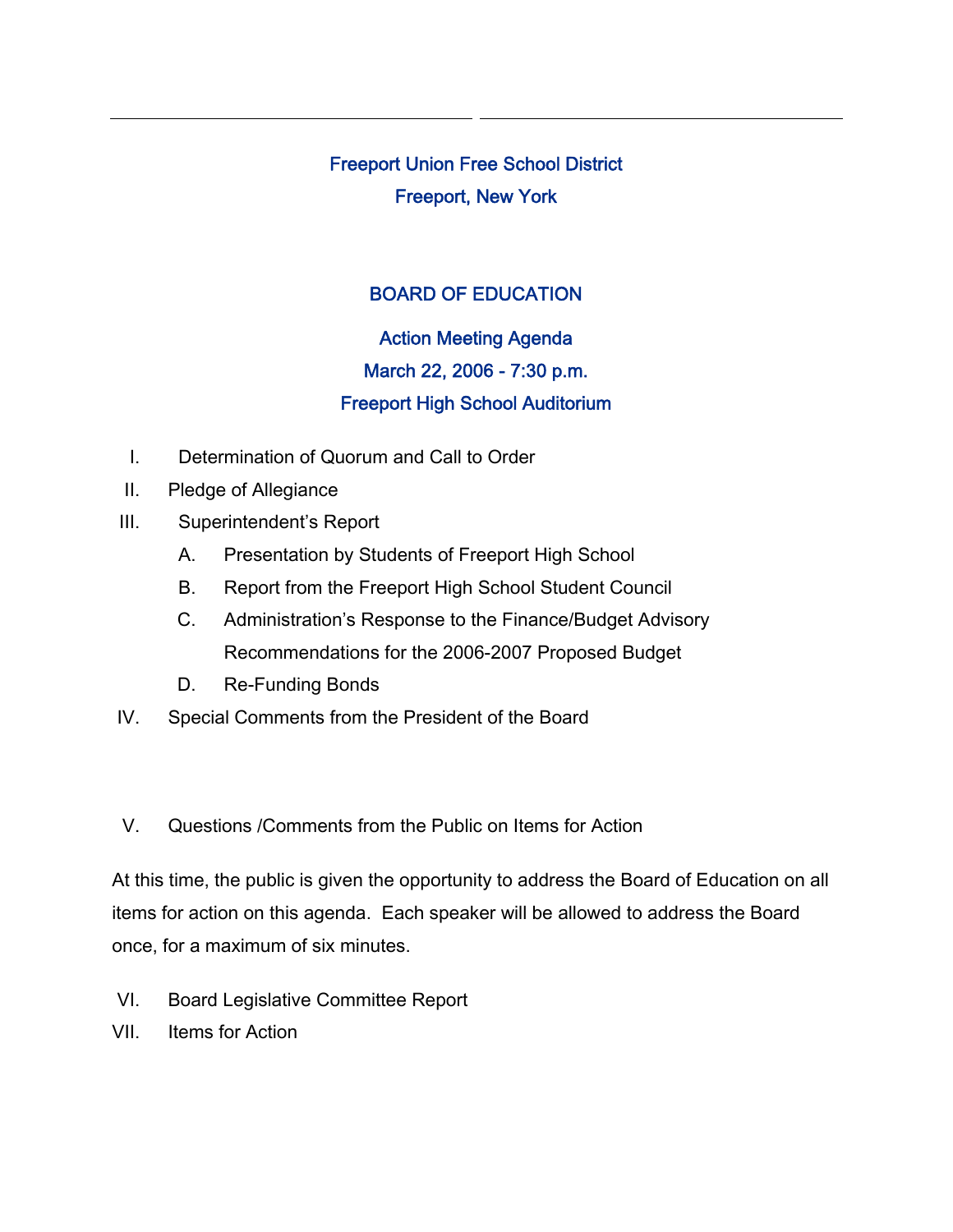# Freeport Union Free School District
## Freeport, New York

## BOARD OF EDUCATION

### Action Meeting Agenda
### March 22, 2006 - 7:30 p.m.
### Freeport High School Auditorium

I. Determination of Quorum and Call to Order

II. Pledge of Allegiance

III. Superintendent's Report

   A. Presentation by Students of Freeport High School

   B. Report from the Freeport High School Student Council

   C. Administration's Response to the Finance/Budget Advisory Recommendations for the 2006-2007 Proposed Budget

   D. Re-Funding Bonds

IV. Special Comments from the President of the Board

V. Questions /Comments from the Public on Items for Action

At this time, the public is given the opportunity to address the Board of Education on all items for action on this agenda. Each speaker will be allowed to address the Board once, for a maximum of six minutes.

VI. Board Legislative Committee Report

VII. Items for Action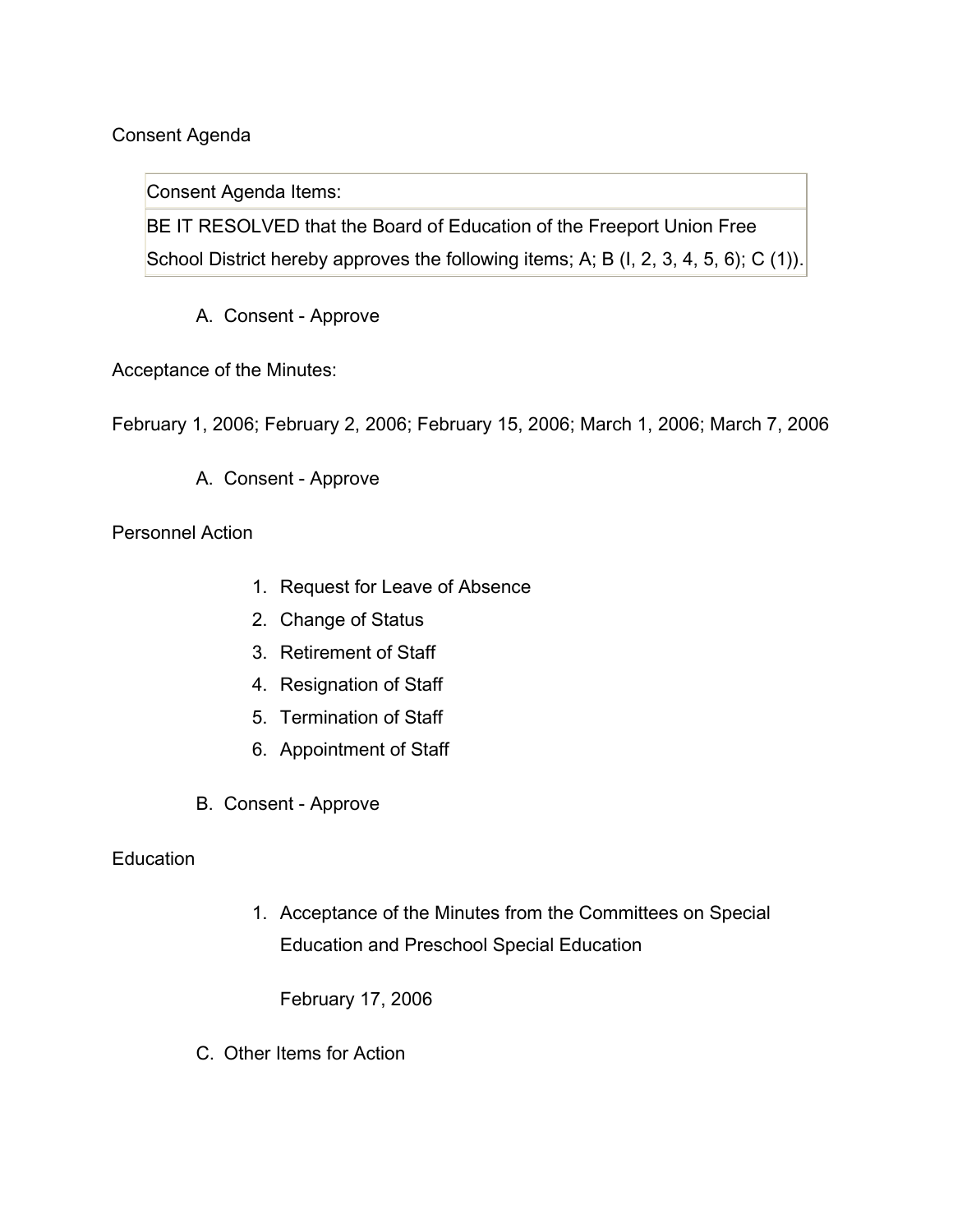Consent Agenda

| Consent Agenda Items: |
|---|
| BE IT RESOLVED that the Board of Education of the Freeport Union Free School District hereby approves the following items; A; B (I, 2, 3, 4, 5, 6); C (1)). |

A. Consent - Approve

Acceptance of the Minutes:

February 1, 2006; February 2, 2006; February 15, 2006; March 1, 2006; March 7, 2006

A. Consent - Approve

Personnel Action

1. Request for Leave of Absence
2. Change of Status
3. Retirement of Staff
4. Resignation of Staff
5. Termination of Staff
6. Appointment of Staff

B. Consent - Approve

Education

1. Acceptance of the Minutes from the Committees on Special Education and Preschool Special Education

   February 17, 2006

C. Other Items for Action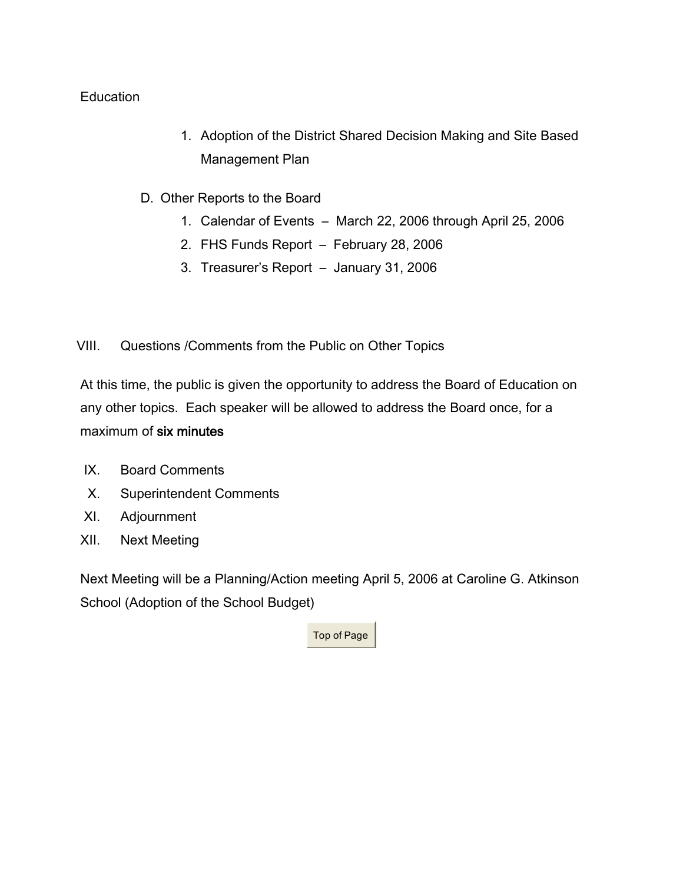Education

1. Adoption of the District Shared Decision Making and Site Based Management Plan

D. Other Reports to the Board

1. Calendar of Events – March 22, 2006 through April 25, 2006
2. FHS Funds Report – February 28, 2006
3. Treasurer's Report – January 31, 2006

VIII. Questions /Comments from the Public on Other Topics

At this time, the public is given the opportunity to address the Board of Education on any other topics. Each speaker will be allowed to address the Board once, for a maximum of **six minutes**

IX. Board Comments

X. Superintendent Comments

XI. Adjournment

XII. Next Meeting

Next Meeting will be a Planning/Action meeting April 5, 2006 at Caroline G. Atkinson School (Adoption of the School Budget)

Top of Page